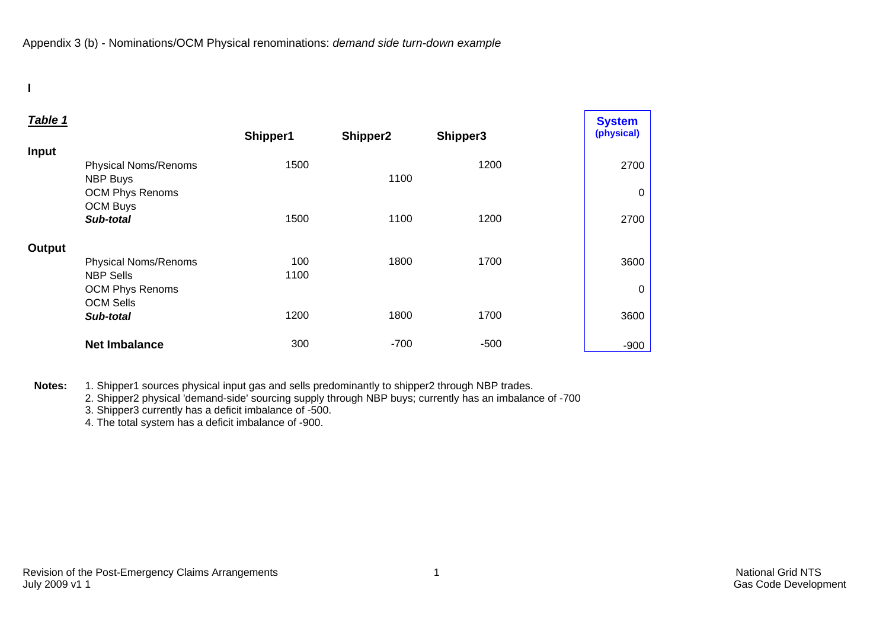Appendix 3 (b) - Nominations/OCM Physical renominations: *demand side turn-down example*

I

***Table 1***

| | | Shipper1 | Shipper2 | Shipper3 | System (physical) |
|---|---|---|---|---|---|
| **Input** | | | | | |
| | Physical Noms/Renoms | 1500 | | 1200 | 2700 |
| | NBP Buys | | 1100 | | |
| | OCM Phys Renoms | | | | 0 |
| | OCM Buys | | | | |
| | ***Sub-total*** | 1500 | 1100 | 1200 | 2700 |
| **Output** | | | | | |
| | Physical Noms/Renoms | 100 | 1800 | 1700 | 3600 |
| | NBP Sells | 1100 | | | |
| | OCM Phys Renoms | | | | 0 |
| | OCM Sells | | | | |
| | ***Sub-total*** | 1200 | 1800 | 1700 | 3600 |
| | **Net Imbalance** | 300 | -700 | -500 | -900 |

**Notes:**

1. Shipper1 sources physical input gas and sells predominantly to shipper2 through NBP trades.
2. Shipper2 physical 'demand-side' sourcing supply through NBP buys; currently has an imbalance of -700
3. Shipper3 currently has a deficit imbalance of -500.
4. The total system has a deficit imbalance of -900.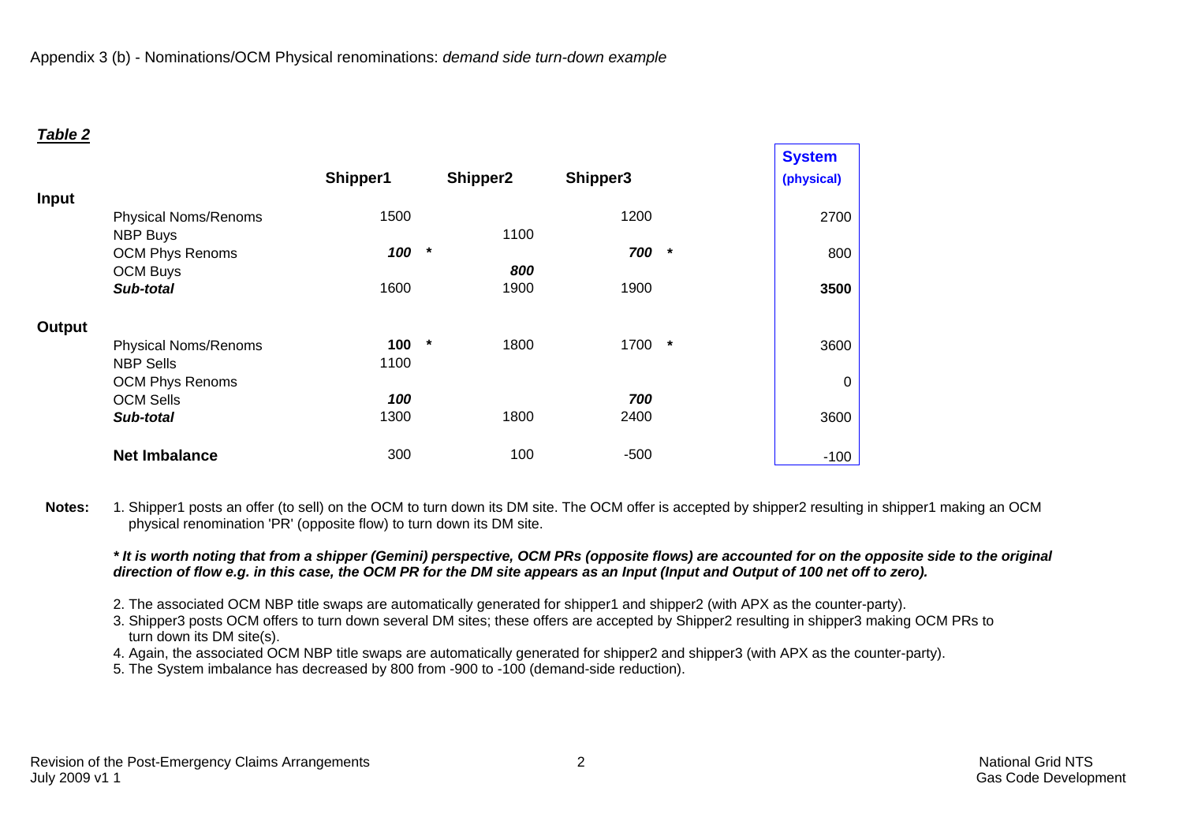Appendix 3 (b) - Nominations/OCM Physical renominations: *demand side turn-down example*

***Table 2***

| | | Shipper1 | Shipper2 | Shipper3 | System (physical) |
|---|---|---|---|---|---|
| **Input** | | | | | |
| | Physical Noms/Renoms | 1500 | | 1200 | 2700 |
| | NBP Buys | | 1100 | | |
| | OCM Phys Renoms | ***100*** * | | ***700*** * | 800 |
| | OCM Buys | | ***800*** | | |
| | ***Sub-total*** | 1600 | 1900 | 1900 | **3500** |
| **Output** | | | | | |
| | Physical Noms/Renoms | **100** * | 1800 | 1700 * | 3600 |
| | NBP Sells | 1100 | | | |
| | OCM Phys Renoms | | | | 0 |
| | OCM Sells | ***100*** | | ***700*** | |
| | ***Sub-total*** | 1300 | 1800 | 2400 | 3600 |
| | **Net Imbalance** | 300 | 100 | -500 | -100 |

**Notes:**

1. Shipper1 posts an offer (to sell) on the OCM to turn down its DM site. The OCM offer is accepted by shipper2 resulting in shipper1 making an OCM physical renomination 'PR' (opposite flow) to turn down its DM site.

   ***\* It is worth noting that from a shipper (Gemini) perspective, OCM PRs (opposite flows) are accounted for on the opposite side to the original direction of flow e.g. in this case, the OCM PR for the DM site appears as an Input (Input and Output of 100 net off to zero).***

2. The associated OCM NBP title swaps are automatically generated for shipper1 and shipper2 (with APX as the counter-party).
3. Shipper3 posts OCM offers to turn down several DM sites; these offers are accepted by Shipper2 resulting in shipper3 making OCM PRs to turn down its DM site(s).
4. Again, the associated OCM NBP title swaps are automatically generated for shipper2 and shipper3 (with APX as the counter-party).
5. The System imbalance has decreased by 800 from -900 to -100 (demand-side reduction).